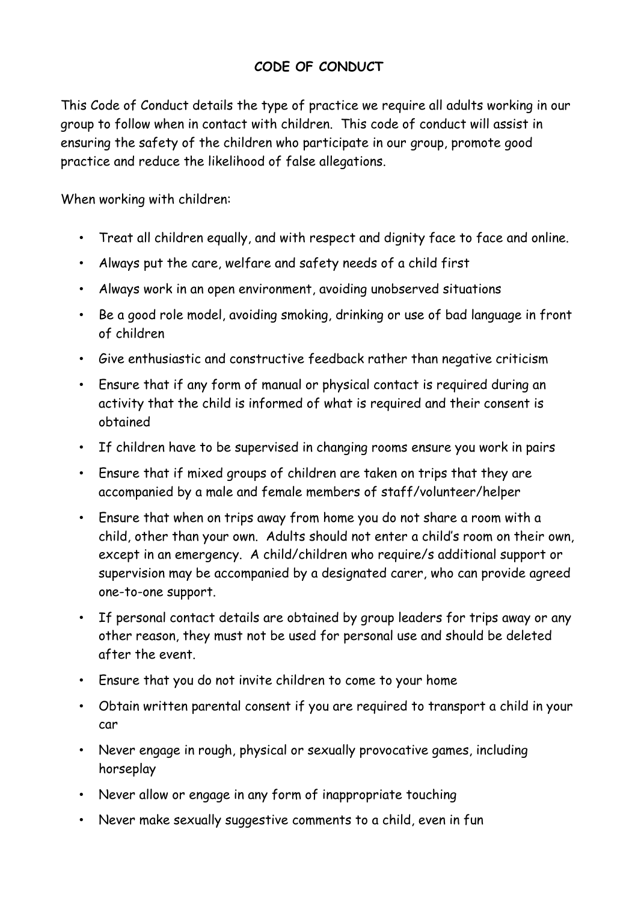# CODE OF CONDUCT

This Code of Conduct details the type of practice we require all adults working in our group to follow when in contact with children. This code of conduct will assist in ensuring the safety of the children who participate in our group, promote good practice and reduce the likelihood of false allegations.

When working with children:

- Treat all children equally, and with respect and dignity face to face and online.
- Always put the care, welfare and safety needs of a child first
- Always work in an open environment, avoiding unobserved situations
- Be a good role model, avoiding smoking, drinking or use of bad language in front of children
- Give enthusiastic and constructive feedback rather than negative criticism
- Ensure that if any form of manual or physical contact is required during an activity that the child is informed of what is required and their consent is obtained
- If children have to be supervised in changing rooms ensure you work in pairs
- Ensure that if mixed groups of children are taken on trips that they are accompanied by a male and female members of staff/volunteer/helper
- Ensure that when on trips away from home you do not share a room with a child, other than your own. Adults should not enter a child's room on their own, except in an emergency. A child/children who require/s additional support or supervision may be accompanied by a designated carer, who can provide agreed one-to-one support.
- If personal contact details are obtained by group leaders for trips away or any other reason, they must not be used for personal use and should be deleted after the event.
- Ensure that you do not invite children to come to your home
- Obtain written parental consent if you are required to transport a child in your car
- Never engage in rough, physical or sexually provocative games, including horseplay
- Never allow or engage in any form of inappropriate touching
- Never make sexually suggestive comments to a child, even in fun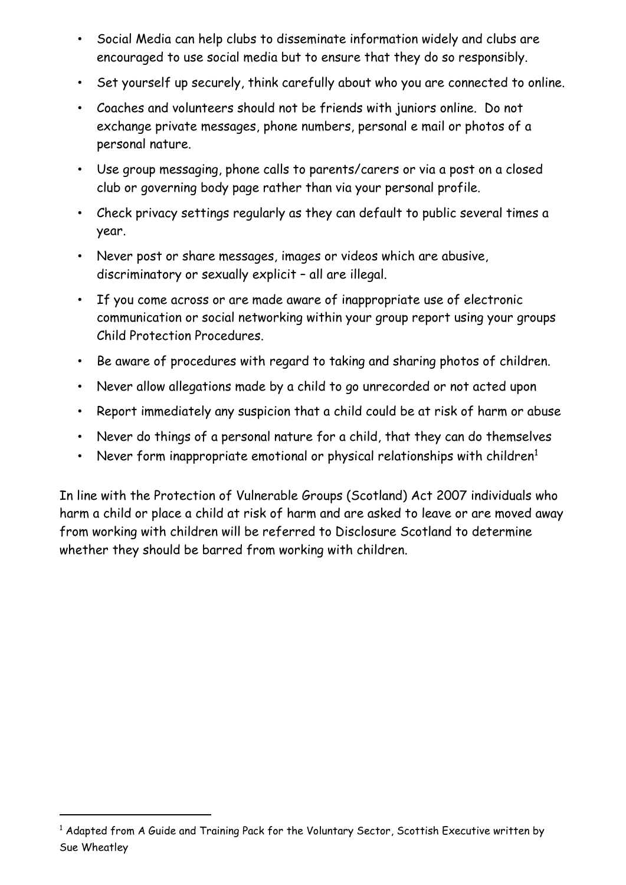- Social Media can help clubs to disseminate information widely and clubs are encouraged to use social media but to ensure that they do so responsibly.
- Set yourself up securely, think carefully about who you are connected to online.
- Coaches and volunteers should not be friends with juniors online. Do not exchange private messages, phone numbers, personal e mail or photos of a personal nature.
- Use group messaging, phone calls to parents/carers or via a post on a closed club or governing body page rather than via your personal profile.
- Check privacy settings regularly as they can default to public several times a year.
- Never post or share messages, images or videos which are abusive, discriminatory or sexually explicit – all are illegal.
- If you come across or are made aware of inappropriate use of electronic communication or social networking within your group report using your groups Child Protection Procedures.
- Be aware of procedures with regard to taking and sharing photos of children.
- Never allow allegations made by a child to go unrecorded or not acted upon
- Report immediately any suspicion that a child could be at risk of harm or abuse
- Never do things of a personal nature for a child, that they can do themselves
- Never form inappropriate emotional or physical relationships with children[1]

In line with the Protection of Vulnerable Groups (Scotland) Act 2007 individuals who harm a child or place a child at risk of harm and are asked to leave or are moved away from working with children will be referred to Disclosure Scotland to determine whether they should be barred from working with children.

[1] Adapted from A Guide and Training Pack for the Voluntary Sector, Scottish Executive written by Sue Wheatley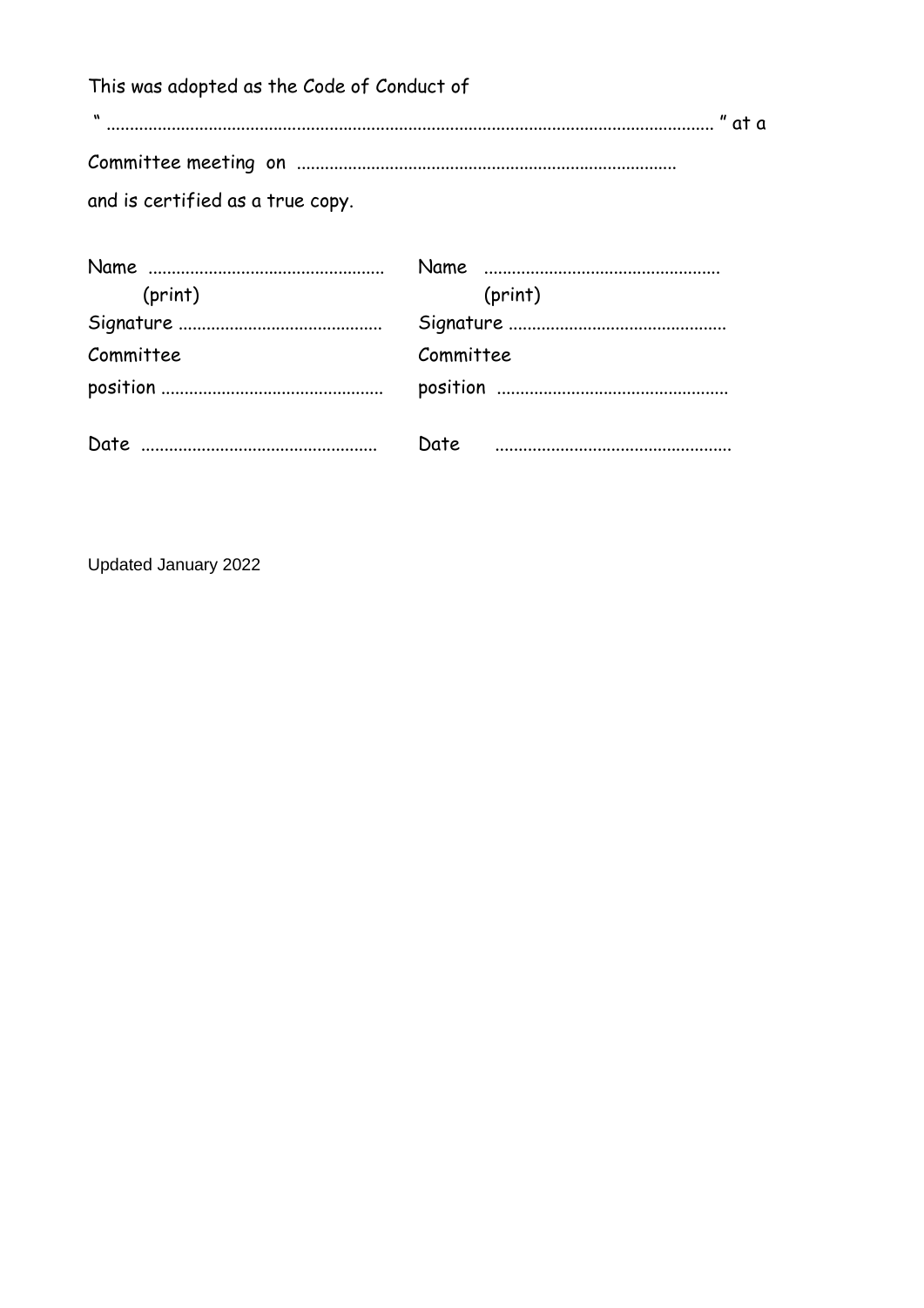This was adopted as the Code of Conduct of

" ................................................................................................................................ " at a

Committee meeting on ................................................................................

and is certified as a true copy.

| | |
|---|---|
| Name .................................................. | Name .................................................. |
| (print) | (print) |
| Signature ........................................... | Signature .............................................. |
| Committee | Committee |
| position ............................................... | position ................................................ |
| Date .................................................. | Date .................................................. |

Updated January 2022